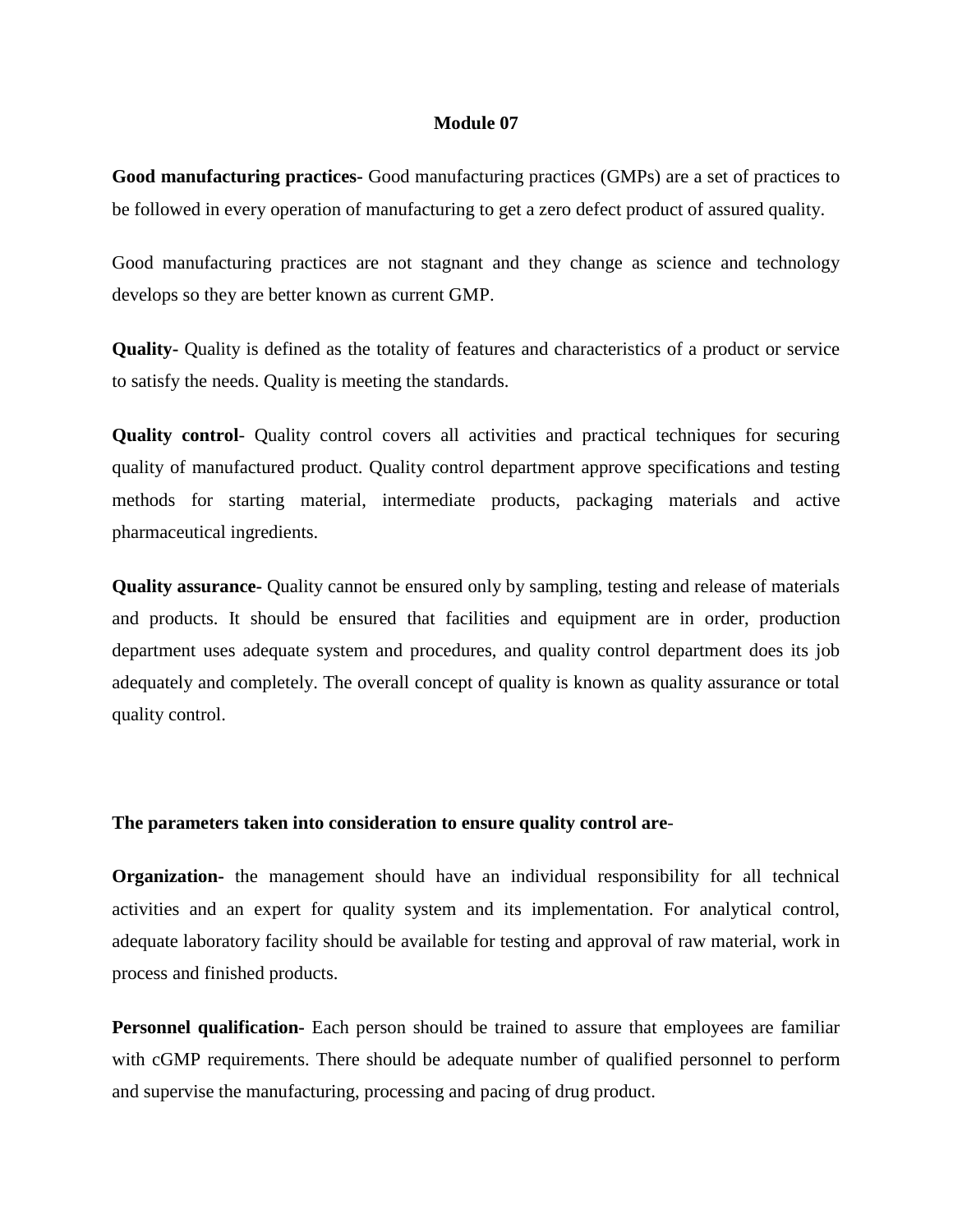# Module 07

**Good manufacturing practices-** Good manufacturing practices (GMPs) are a set of practices to be followed in every operation of manufacturing to get a zero defect product of assured quality.

Good manufacturing practices are not stagnant and they change as science and technology develops so they are better known as current GMP.

**Quality-** Quality is defined as the totality of features and characteristics of a product or service to satisfy the needs. Quality is meeting the standards.

**Quality control**- Quality control covers all activities and practical techniques for securing quality of manufactured product. Quality control department approve specifications and testing methods for starting material, intermediate products, packaging materials and active pharmaceutical ingredients.

**Quality assurance-** Quality cannot be ensured only by sampling, testing and release of materials and products. It should be ensured that facilities and equipment are in order, production department uses adequate system and procedures, and quality control department does its job adequately and completely. The overall concept of quality is known as quality assurance or total quality control.

**The parameters taken into consideration to ensure quality control are**-

**Organization-** the management should have an individual responsibility for all technical activities and an expert for quality system and its implementation. For analytical control, adequate laboratory facility should be available for testing and approval of raw material, work in process and finished products.

**Personnel qualification-** Each person should be trained to assure that employees are familiar with cGMP requirements. There should be adequate number of qualified personnel to perform and supervise the manufacturing, processing and pacing of drug product.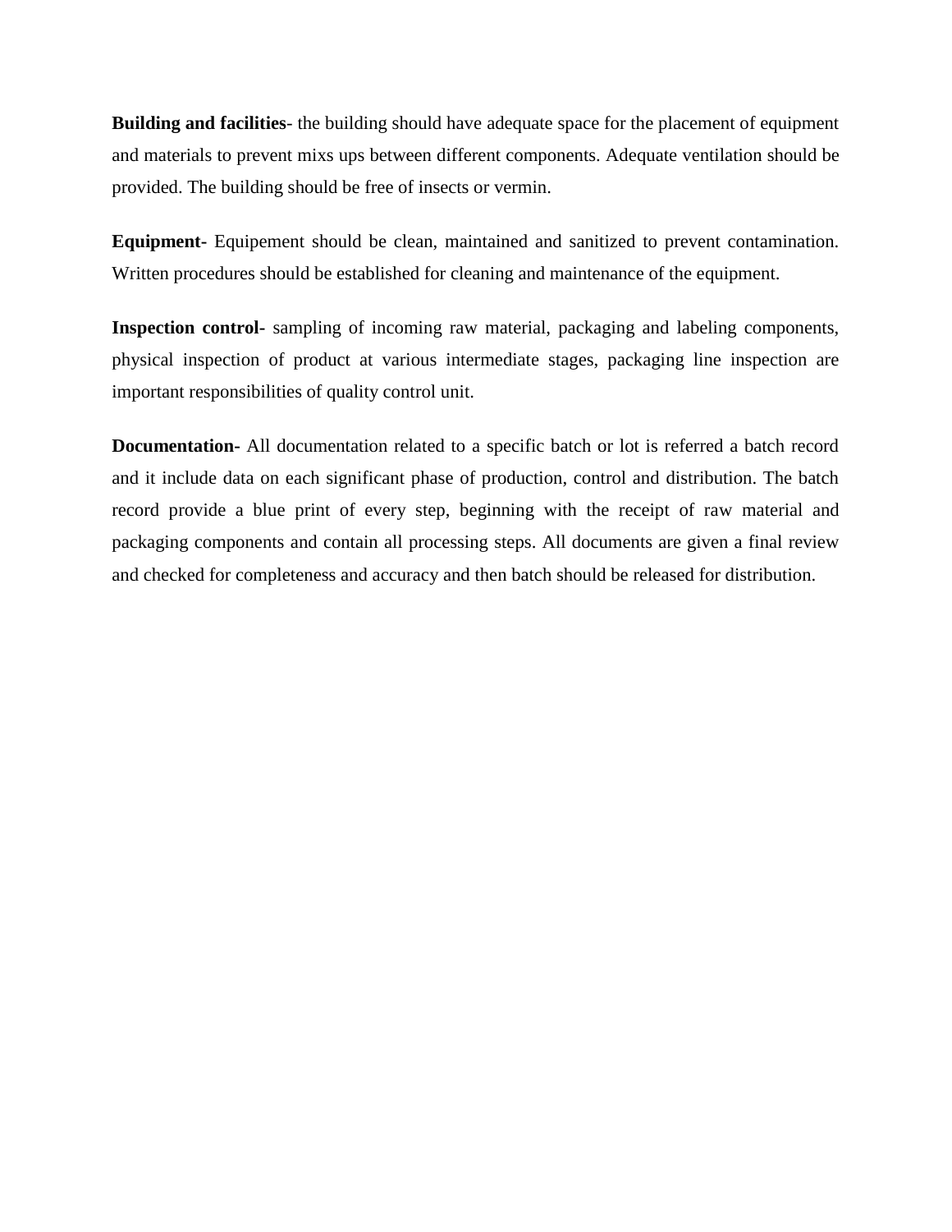**Building and facilities**- the building should have adequate space for the placement of equipment and materials to prevent mixs ups between different components. Adequate ventilation should be provided. The building should be free of insects or vermin.

**Equipment-** Equipement should be clean, maintained and sanitized to prevent contamination. Written procedures should be established for cleaning and maintenance of the equipment.

**Inspection control-** sampling of incoming raw material, packaging and labeling components, physical inspection of product at various intermediate stages, packaging line inspection are important responsibilities of quality control unit.

**Documentation-** All documentation related to a specific batch or lot is referred a batch record and it include data on each significant phase of production, control and distribution. The batch record provide a blue print of every step, beginning with the receipt of raw material and packaging components and contain all processing steps. All documents are given a final review and checked for completeness and accuracy and then batch should be released for distribution.